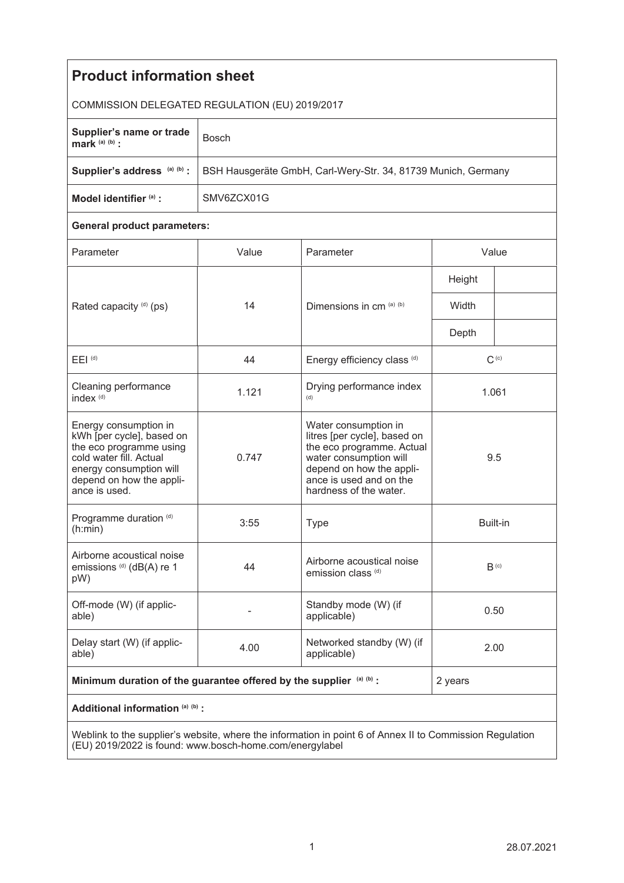# Product information sheet

COMMISSION DELEGATED REGULATION (EU) 2019/2017

| | |
|---|---|
| **Supplier's name or trade mark** [(a) (b)] **:** | Bosch |
| **Supplier's address** [(a) (b)] **:** | BSH Hausgeräte GmbH, Carl-Wery-Str. 34, 81739 Munich, Germany |
| **Model identifier** [(a)] **:** | SMV6ZCX01G |

**General product parameters:**

| Parameter | Value | Parameter | Value | |
|---|---|---|---|---|
| Rated capacity [(d)] (ps) | 14 | Dimensions in cm [(a) (b)] | Height | |
| | | | Width | |
| | | | Depth | |
| EEI [(d)] | 44 | Energy efficiency class [(d)] | C [(c)] | |
| Cleaning performance index [(d)] | 1.121 | Drying performance index [(d)] | 1.061 | |
| Energy consumption in kWh [per cycle], based on the eco programme using cold water fill. Actual energy consumption will depend on how the appliance is used. | 0.747 | Water consumption in litres [per cycle], based on the eco programme. Actual water consumption will depend on how the appliance is used and on the hardness of the water. | 9.5 | |
| Programme duration [(d)] (h:min) | 3:55 | Type | Built-in | |
| Airborne acoustical noise emissions [(d)] (dB(A) re 1 pW) | 44 | Airborne acoustical noise emission class [(d)] | B [(c)] | |
| Off-mode (W) (if applicable) | - | Standby mode (W) (if applicable) | 0.50 | |
| Delay start (W) (if applicable) | 4.00 | Networked standby (W) (if applicable) | 2.00 | |
| **Minimum duration of the guarantee offered by the supplier** [(a) (b)] **:** | | | 2 years | |

**Additional information** [(a) (b)] **:**

Weblink to the supplier's website, where the information in point 6 of Annex II to Commission Regulation (EU) 2019/2022 is found: www.bosch-home.com/energylabel

28.07.2021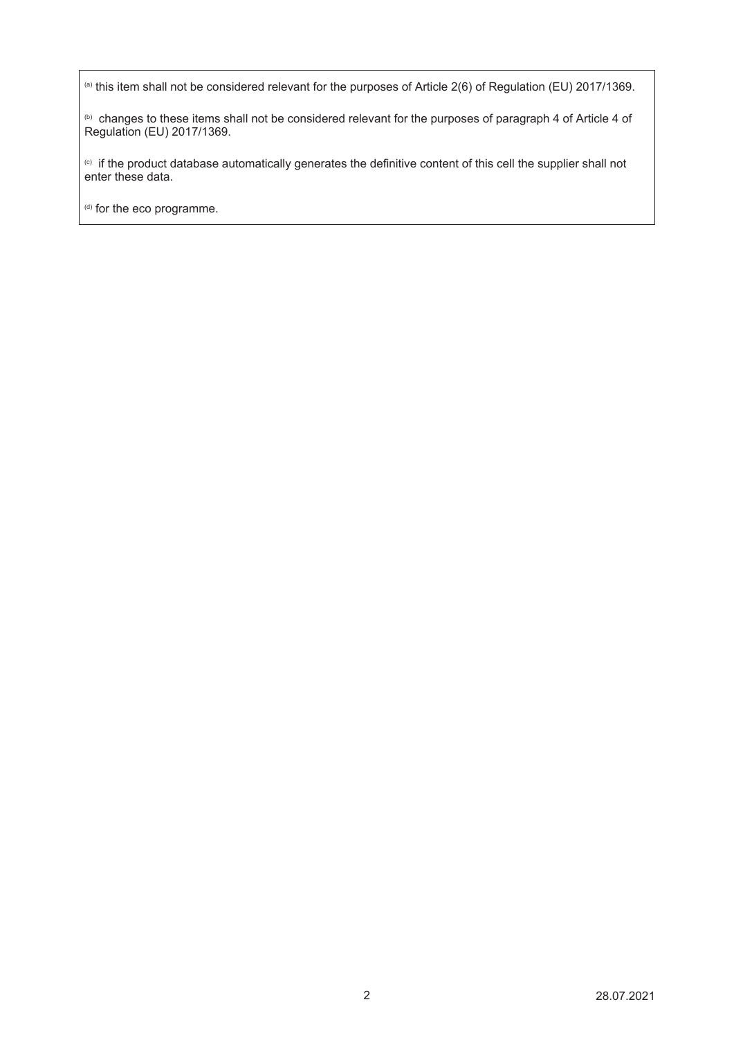[a] this item shall not be considered relevant for the purposes of Article 2(6) of Regulation (EU) 2017/1369.

[b] changes to these items shall not be considered relevant for the purposes of paragraph 4 of Article 4 of Regulation (EU) 2017/1369.

[c] if the product database automatically generates the definitive content of this cell the supplier shall not enter these data.

[d] for the eco programme.